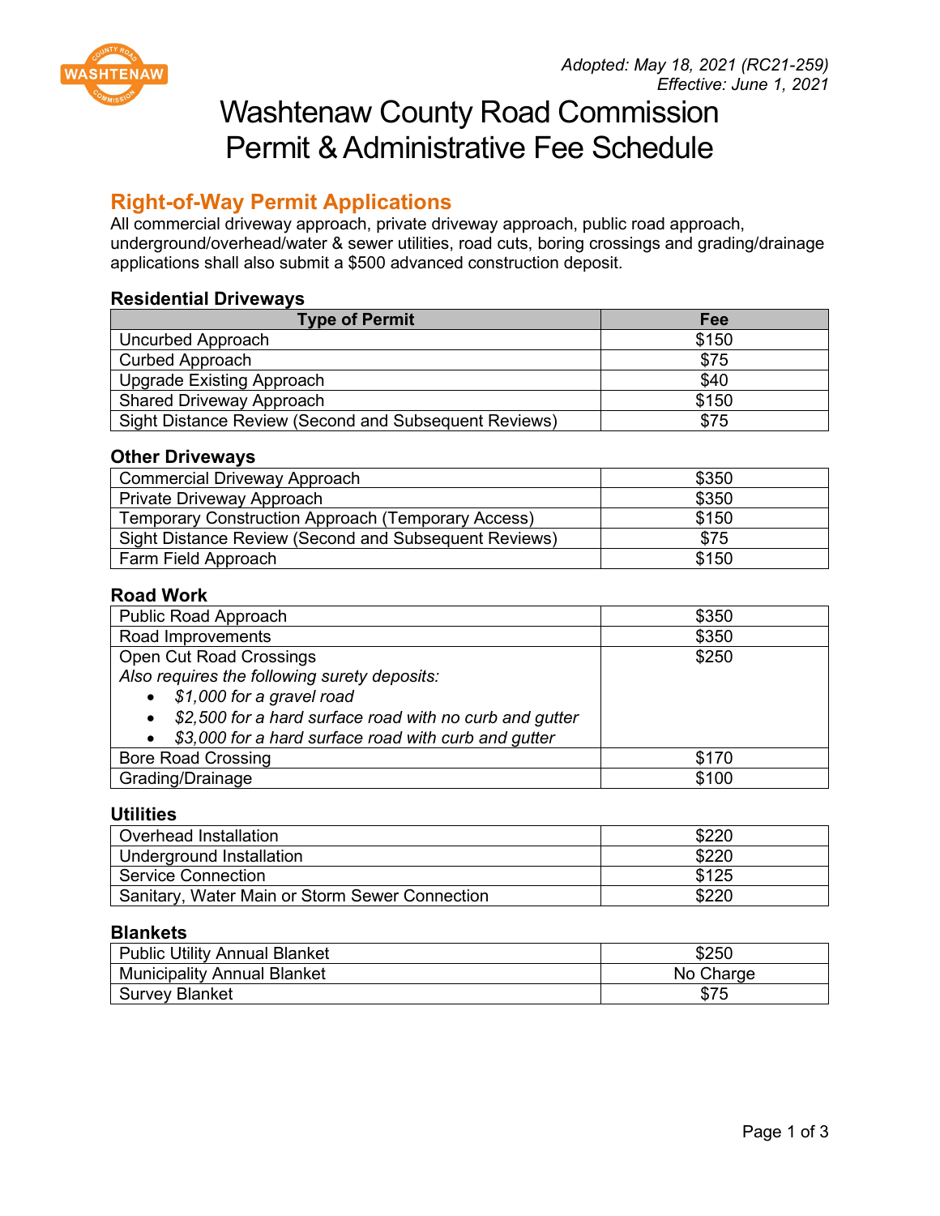*Adopted: May 18, 2021 (RC21-259)*
*Effective: June 1, 2021*

# Washtenaw County Road Commission Permit & Administrative Fee Schedule

## Right-of-Way Permit Applications

All commercial driveway approach, private driveway approach, public road approach, underground/overhead/water & sewer utilities, road cuts, boring crossings and grading/drainage applications shall also submit a $500 advanced construction deposit.

### Residential Driveways

| Type of Permit | Fee |
|---|---|
| Uncurbed Approach | $150 |
| Curbed Approach | $75 |
| Upgrade Existing Approach | $40 |
| Shared Driveway Approach | $150 |
| Sight Distance Review (Second and Subsequent Reviews) | $75 |

### Other Driveways

| | |
|---|---|
| Commercial Driveway Approach | $350 |
| Private Driveway Approach | $350 |
| Temporary Construction Approach (Temporary Access) | $150 |
| Sight Distance Review (Second and Subsequent Reviews) | $75 |
| Farm Field Approach | $150 |

### Road Work

| | |
|---|---|
| Public Road Approach | $350 |
| Road Improvements | $350 |
| Open Cut Road Crossings<br>*Also requires the following surety deposits:*<br>• *$1,000 for a gravel road*<br>• *$2,500 for a hard surface road with no curb and gutter*<br>• *$3,000 for a hard surface road with curb and gutter* | $250 |
| Bore Road Crossing | $170 |
| Grading/Drainage | $100 |

### Utilities

| | |
|---|---|
| Overhead Installation | $220 |
| Underground Installation | $220 |
| Service Connection | $125 |
| Sanitary, Water Main or Storm Sewer Connection | $220 |

### Blankets

| | |
|---|---|
| Public Utility Annual Blanket | $250 |
| Municipality Annual Blanket | No Charge |
| Survey Blanket | $75 |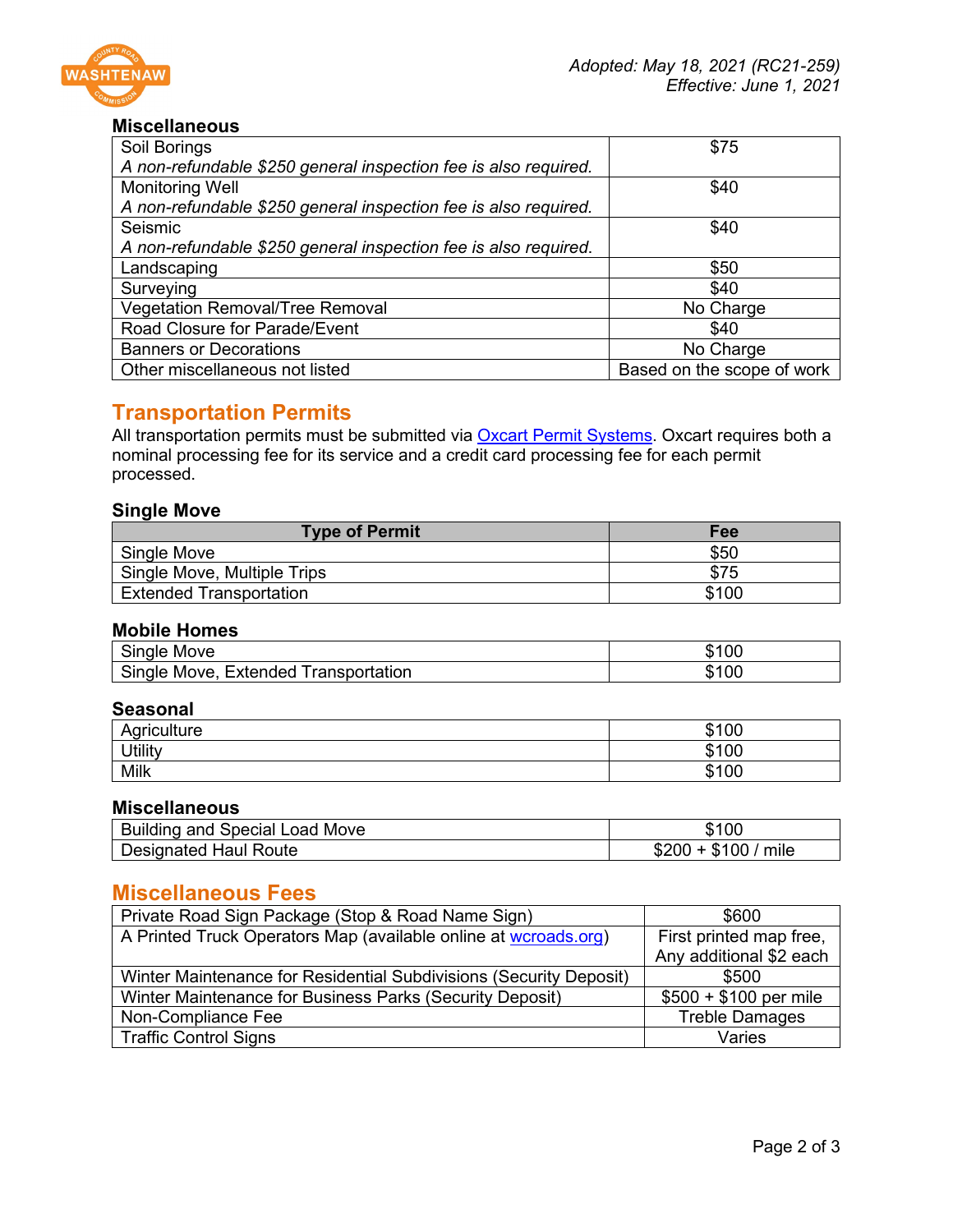Adopted: May 18, 2021 (RC21-259)
Effective: June 1, 2021

### Miscellaneous

| | |
|---|---|
| Soil Borings<br>*A non-refundable $250 general inspection fee is also required.* | $75 |
| Monitoring Well<br>*A non-refundable $250 general inspection fee is also required.* | $40 |
| Seismic<br>*A non-refundable $250 general inspection fee is also required.* | $40 |
| Landscaping | $50 |
| Surveying | $40 |
| Vegetation Removal/Tree Removal | No Charge |
| Road Closure for Parade/Event | $40 |
| Banners or Decorations | No Charge |
| Other miscellaneous not listed | Based on the scope of work |

## Transportation Permits

All transportation permits must be submitted via [Oxcart Permit Systems](). Oxcart requires both a nominal processing fee for its service and a credit card processing fee for each permit processed.

### Single Move

| Type of Permit | Fee |
|---|---|
| Single Move | $50 |
| Single Move, Multiple Trips | $75 |
| Extended Transportation | $100 |

### Mobile Homes

| | |
|---|---|
| Single Move | $100 |
| Single Move, Extended Transportation | $100 |

### Seasonal

| | |
|---|---|
| Agriculture | $100 |
| Utility | $100 |
| Milk | $100 |

### Miscellaneous

| | |
|---|---|
| Building and Special Load Move | $100 |
| Designated Haul Route | $200 + $100 / mile |

## Miscellaneous Fees

| | |
|---|---|
| Private Road Sign Package (Stop & Road Name Sign) | $600 |
| A Printed Truck Operators Map (available online at [wcroads.org]()) | First printed map free, Any additional $2 each |
| Winter Maintenance for Residential Subdivisions (Security Deposit) | $500 |
| Winter Maintenance for Business Parks (Security Deposit) | $500 + $100 per mile |
| Non-Compliance Fee | Treble Damages |
| Traffic Control Signs | Varies |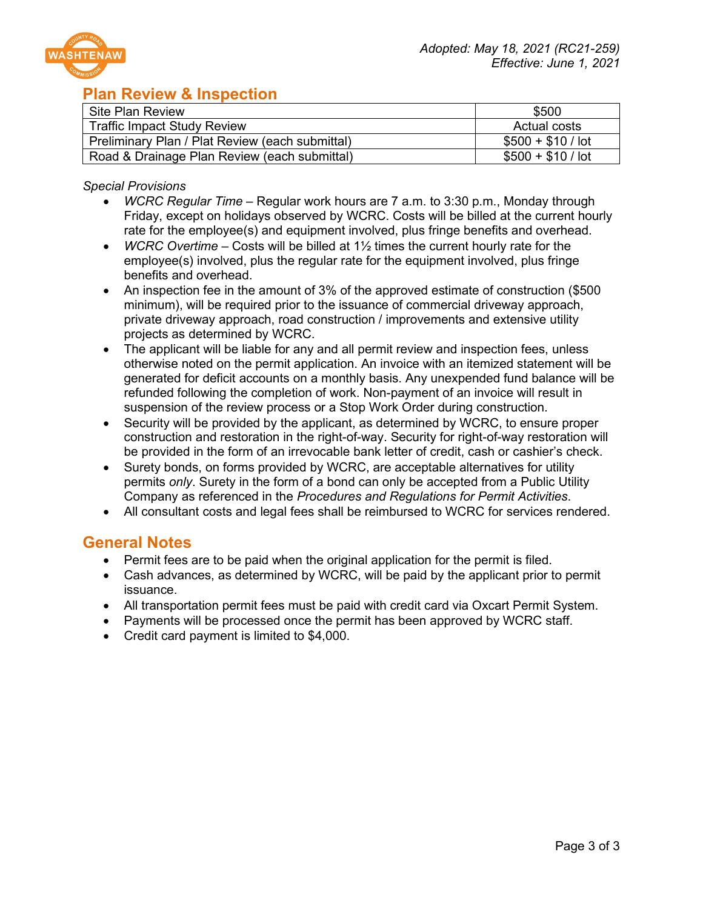*Adopted: May 18, 2021 (RC21-259)*
*Effective: June 1, 2021*

## Plan Review & Inspection

| | |
|---|---|
| Site Plan Review | $500 |
| Traffic Impact Study Review | Actual costs |
| Preliminary Plan / Plat Review (each submittal) | $500 + $10 / lot |
| Road & Drainage Plan Review (each submittal) | $500 + $10 / lot |

*Special Provisions*

- *WCRC Regular Time* – Regular work hours are 7 a.m. to 3:30 p.m., Monday through Friday, except on holidays observed by WCRC. Costs will be billed at the current hourly rate for the employee(s) and equipment involved, plus fringe benefits and overhead.
- *WCRC Overtime* – Costs will be billed at 1½ times the current hourly rate for the employee(s) involved, plus the regular rate for the equipment involved, plus fringe benefits and overhead.
- An inspection fee in the amount of 3% of the approved estimate of construction ($500 minimum), will be required prior to the issuance of commercial driveway approach, private driveway approach, road construction / improvements and extensive utility projects as determined by WCRC.
- The applicant will be liable for any and all permit review and inspection fees, unless otherwise noted on the permit application. An invoice with an itemized statement will be generated for deficit accounts on a monthly basis. Any unexpended fund balance will be refunded following the completion of work. Non-payment of an invoice will result in suspension of the review process or a Stop Work Order during construction.
- Security will be provided by the applicant, as determined by WCRC, to ensure proper construction and restoration in the right-of-way. Security for right-of-way restoration will be provided in the form of an irrevocable bank letter of credit, cash or cashier's check.
- Surety bonds, on forms provided by WCRC, are acceptable alternatives for utility permits *only*. Surety in the form of a bond can only be accepted from a Public Utility Company as referenced in the *Procedures and Regulations for Permit Activities*.
- All consultant costs and legal fees shall be reimbursed to WCRC for services rendered.

## General Notes

- Permit fees are to be paid when the original application for the permit is filed.
- Cash advances, as determined by WCRC, will be paid by the applicant prior to permit issuance.
- All transportation permit fees must be paid with credit card via Oxcart Permit System.
- Payments will be processed once the permit has been approved by WCRC staff.
- Credit card payment is limited to $4,000.